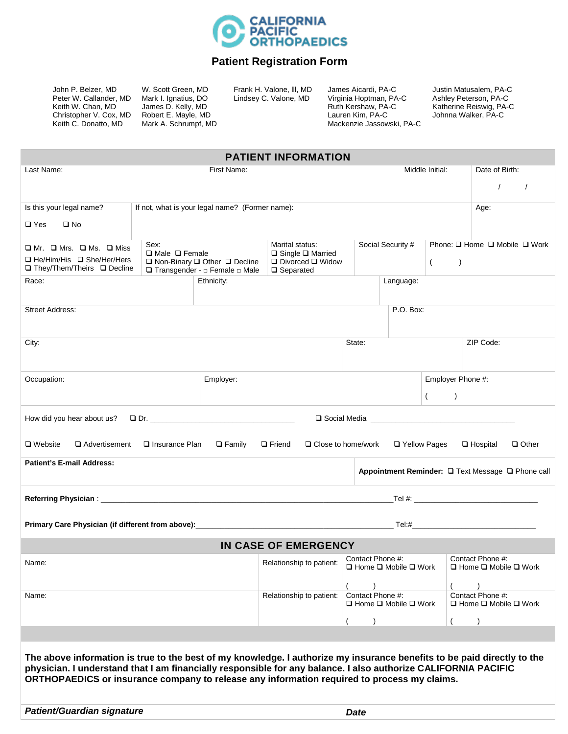# CALIFORNIA PACIFIC ORTHOPAEDICS

## Patient Registration Form

John P. Belzer, MD
Peter W. Callander, MD
Keith W. Chan, MD
Christopher V. Cox, MD
Keith C. Donatto, MD

W. Scott Green, MD
Mark I. Ignatius, DO
James D. Kelly, MD
Robert E. Mayle, MD
Mark A. Schrumpf, MD

Frank H. Valone, III, MD
Lindsey C. Valone, MD

James Aicardi, PA-C
Virginia Hoptman, PA-C
Ruth Kershaw, PA-C
Lauren Kim, PA-C
Mackenzie Jassowski, PA-C

Justin Matusalem, PA-C
Ashley Peterson, PA-C
Katherine Reiswig, PA-C
Johnna Walker, PA-C

## PATIENT INFORMATION

| Last Name: | First Name: | Middle Initial: | Date of Birth: / / |
|---|---|---|---|

| Is this your legal name? ❑ Yes ❑ No | If not, what is your legal name? (Former name): | Age: |
|---|---|---|

| ❑ Mr. ❑ Mrs. ❑ Ms. ❑ Miss ❑ He/Him/His ❑ She/Her/Hers ❑ They/Them/Theirs ❑ Decline | Sex: ❑ Male ❑ Female ❑ Non-Binary ❑ Other ❑ Decline ❑ Transgender - □ Female □ Male | Marital status: ❑ Single ❑ Married ❑ Divorced ❑ Widow ❑ Separated | Social Security # | Phone: ❑ Home ❑ Mobile ❑ Work ( ) |
|---|---|---|---|---|

| Race: | Ethnicity: | Language: |
|---|---|---|

| Street Address: | P.O. Box: |
|---|---|

| City: | State: | ZIP Code: |
|---|---|---|

| Occupation: | Employer: | Employer Phone #: ( ) |
|---|---|---|

How did you hear about us? ❑ Dr. ______________________ ❑ Social Media ______________________

❑ Website ❑ Advertisement ❑ Insurance Plan ❑ Family ❑ Friend ❑ Close to home/work ❑ Yellow Pages ❑ Hospital ❑ Other

| **Patient's E-mail Address:** | **Appointment Reminder:** ❑ Text Message ❑ Phone call |
|---|---|

**Referring Physician** : ______________________________________________ Tel #: ______________________

**Primary Care Physician (if different from above):** ______________________________ Tel:# ______________________

## IN CASE OF EMERGENCY

| Name: | Relationship to patient: | Contact Phone #: ❑ Home ❑ Mobile ❑ Work ( ) | Contact Phone #: ❑ Home ❑ Mobile ❑ Work ( ) |
|---|---|---|---|
| Name: | Relationship to patient: | Contact Phone #: ❑ Home ❑ Mobile ❑ Work ( ) | Contact Phone #: ❑ Home ❑ Mobile ❑ Work ( ) |

**The above information is true to the best of my knowledge. I authorize my insurance benefits to be paid directly to the physician. I understand that I am financially responsible for any balance. I also authorize CALIFORNIA PACIFIC ORTHOPAEDICS or insurance company to release any information required to process my claims.**

| ***Patient/Guardian signature*** | ***Date*** |
|---|---|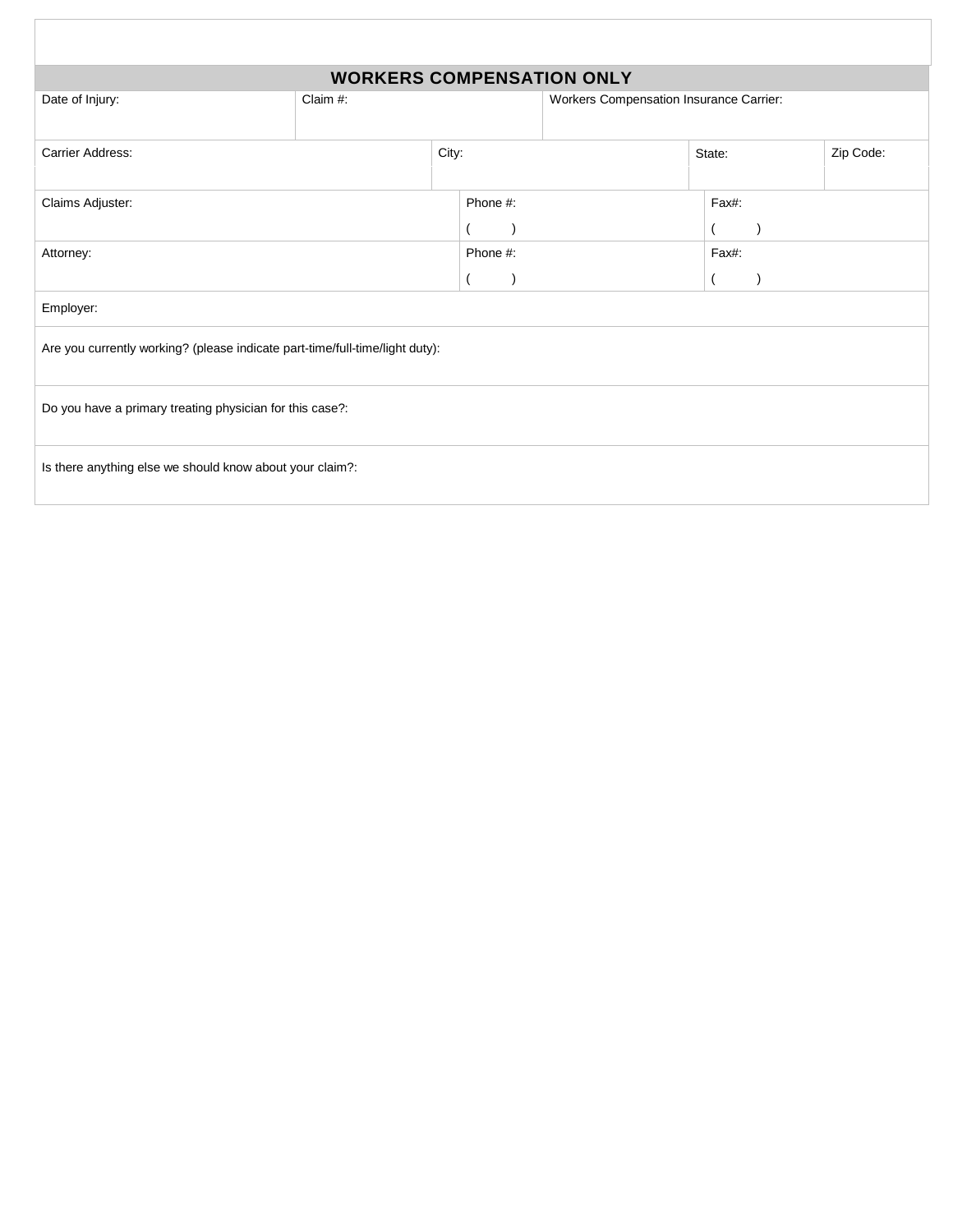## WORKERS COMPENSATION ONLY

| Date of Injury: | Claim #: | Workers Compensation Insurance Carrier: |
|---|---|---|
| | | |

| Carrier Address: | City: | State: | Zip Code: |
|---|---|---|---|
| | | | |

| Claims Adjuster: | Phone #: | Fax#: |
|---|---|---|
| | (     ) | (     ) |

| Attorney: | Phone #: | Fax#: |
|---|---|---|
| | (     ) | (     ) |

Employer:

Are you currently working? (please indicate part-time/full-time/light duty):

Do you have a primary treating physician for this case?:

Is there anything else we should know about your claim?: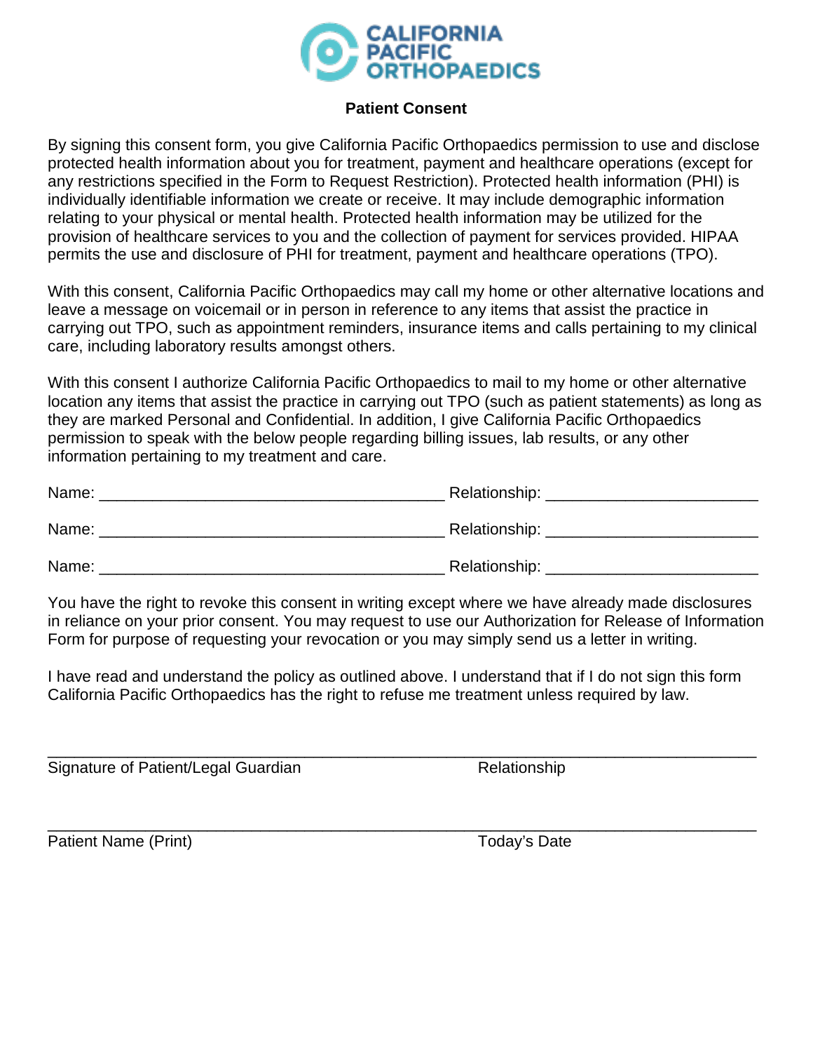CALIFORNIA PACIFIC ORTHOPAEDICS

## Patient Consent

By signing this consent form, you give California Pacific Orthopaedics permission to use and disclose protected health information about you for treatment, payment and healthcare operations (except for any restrictions specified in the Form to Request Restriction). Protected health information (PHI) is individually identifiable information we create or receive. It may include demographic information relating to your physical or mental health. Protected health information may be utilized for the provision of healthcare services to you and the collection of payment for services provided. HIPAA permits the use and disclosure of PHI for treatment, payment and healthcare operations (TPO).

With this consent, California Pacific Orthopaedics may call my home or other alternative locations and leave a message on voicemail or in person in reference to any items that assist the practice in carrying out TPO, such as appointment reminders, insurance items and calls pertaining to my clinical care, including laboratory results amongst others.

With this consent I authorize California Pacific Orthopaedics to mail to my home or other alternative location any items that assist the practice in carrying out TPO (such as patient statements) as long as they are marked Personal and Confidential. In addition, I give California Pacific Orthopaedics permission to speak with the below people regarding billing issues, lab results, or any other information pertaining to my treatment and care.

Name: ______________________________________ Relationship: _______________________

Name: ______________________________________ Relationship: _______________________

Name: ______________________________________ Relationship: _______________________

You have the right to revoke this consent in writing except where we have already made disclosures in reliance on your prior consent. You may request to use our Authorization for Release of Information Form for purpose of requesting your revocation or you may simply send us a letter in writing.

I have read and understand the policy as outlined above. I understand that if I do not sign this form California Pacific Orthopaedics has the right to refuse me treatment unless required by law.

_______________________________________________________________________________

Signature of Patient/Legal Guardian                                        Relationship

_______________________________________________________________________________

Patient Name (Print)                                        Today's Date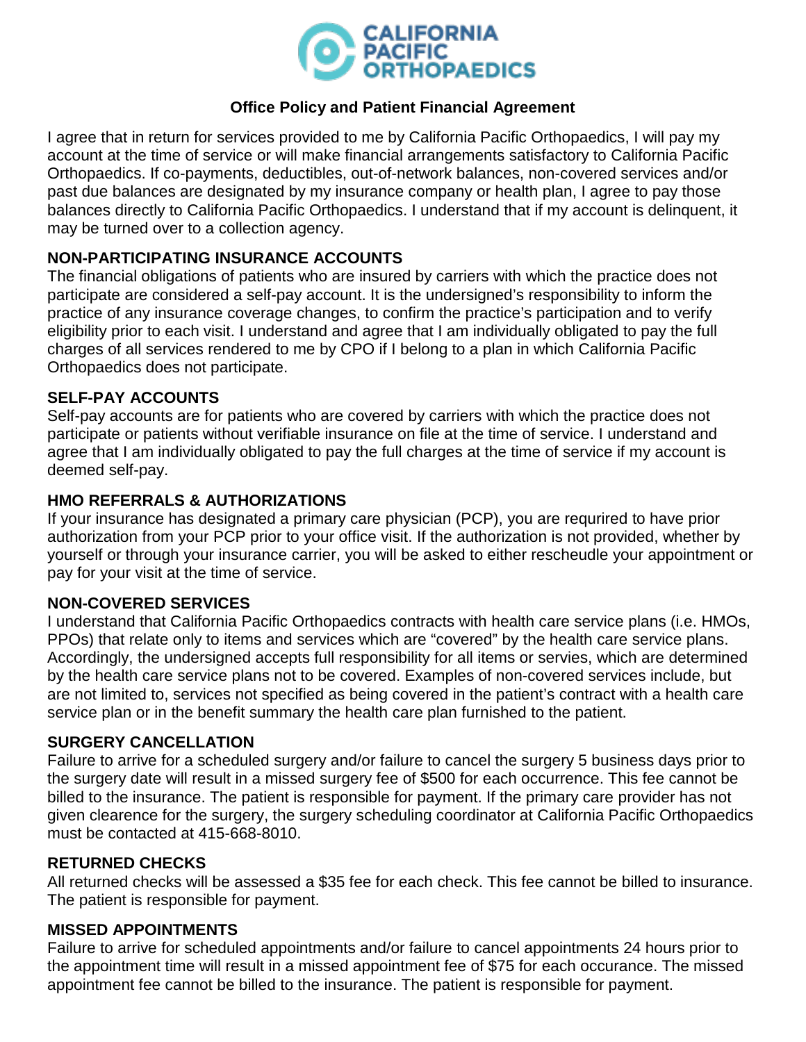CALIFORNIA PACIFIC ORTHOPAEDICS

**Office Policy and Patient Financial Agreement**

I agree that in return for services provided to me by California Pacific Orthopaedics, I will pay my account at the time of service or will make financial arrangements satisfactory to California Pacific Orthopaedics. If co-payments, deductibles, out-of-network balances, non-covered services and/or past due balances are designated by my insurance company or health plan, I agree to pay those balances directly to California Pacific Orthopaedics. I understand that if my account is delinquent, it may be turned over to a collection agency.

**NON-PARTICIPATING INSURANCE ACCOUNTS**

The financial obligations of patients who are insured by carriers with which the practice does not participate are considered a self-pay account. It is the undersigned's responsibility to inform the practice of any insurance coverage changes, to confirm the practice's participation and to verify eligibility prior to each visit. I understand and agree that I am individually obligated to pay the full charges of all services rendered to me by CPO if I belong to a plan in which California Pacific Orthopaedics does not participate.

**SELF-PAY ACCOUNTS**

Self-pay accounts are for patients who are covered by carriers with which the practice does not participate or patients without verifiable insurance on file at the time of service. I understand and agree that I am individually obligated to pay the full charges at the time of service if my account is deemed self-pay.

**HMO REFERRALS & AUTHORIZATIONS**

If your insurance has designated a primary care physician (PCP), you are requried to have prior authorization from your PCP prior to your office visit. If the authorization is not provided, whether by yourself or through your insurance carrier, you will be asked to either rescheudle your appointment or pay for your visit at the time of service.

**NON-COVERED SERVICES**

I understand that California Pacific Orthopaedics contracts with health care service plans (i.e. HMOs, PPOs) that relate only to items and services which are "covered" by the health care service plans. Accordingly, the undersigned accepts full responsibility for all items or servies, which are determined by the health care service plans not to be covered. Examples of non-covered services include, but are not limited to, services not specified as being covered in the patient's contract with a health care service plan or in the benefit summary the health care plan furnished to the patient.

**SURGERY CANCELLATION**

Failure to arrive for a scheduled surgery and/or failure to cancel the surgery 5 business days prior to the surgery date will result in a missed surgery fee of $500 for each occurrence. This fee cannot be billed to the insurance. The patient is responsible for payment. If the primary care provider has not given clearence for the surgery, the surgery scheduling coordinator at California Pacific Orthopaedics must be contacted at 415-668-8010.

**RETURNED CHECKS**

All returned checks will be assessed a $35 fee for each check. This fee cannot be billed to insurance. The patient is responsible for payment.

**MISSED APPOINTMENTS**

Failure to arrive for scheduled appointments and/or failure to cancel appointments 24 hours prior to the appointment time will result in a missed appointment fee of $75 for each occurance. The missed appointment fee cannot be billed to the insurance. The patient is responsible for payment.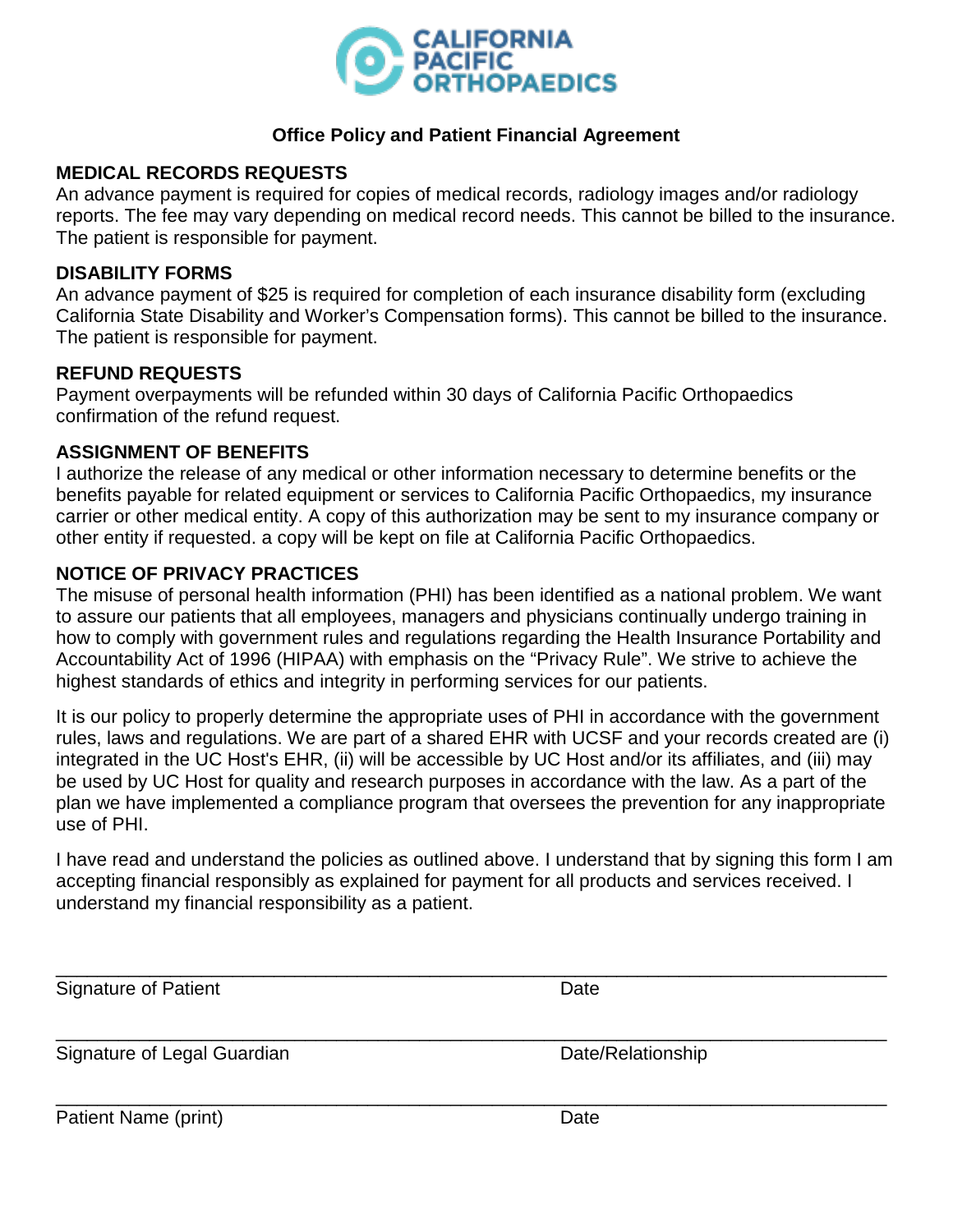CALIFORNIA PACIFIC ORTHOPAEDICS

## Office Policy and Patient Financial Agreement

### MEDICAL RECORDS REQUESTS

An advance payment is required for copies of medical records, radiology images and/or radiology reports. The fee may vary depending on medical record needs. This cannot be billed to the insurance. The patient is responsible for payment.

### DISABILITY FORMS

An advance payment of $25 is required for completion of each insurance disability form (excluding California State Disability and Worker's Compensation forms). This cannot be billed to the insurance. The patient is responsible for payment.

### REFUND REQUESTS

Payment overpayments will be refunded within 30 days of California Pacific Orthopaedics confirmation of the refund request.

### ASSIGNMENT OF BENEFITS

I authorize the release of any medical or other information necessary to determine benefits or the benefits payable for related equipment or services to California Pacific Orthopaedics, my insurance carrier or other medical entity. A copy of this authorization may be sent to my insurance company or other entity if requested. a copy will be kept on file at California Pacific Orthopaedics.

### NOTICE OF PRIVACY PRACTICES

The misuse of personal health information (PHI) has been identified as a national problem. We want to assure our patients that all employees, managers and physicians continually undergo training in how to comply with government rules and regulations regarding the Health Insurance Portability and Accountability Act of 1996 (HIPAA) with emphasis on the "Privacy Rule". We strive to achieve the highest standards of ethics and integrity in performing services for our patients.

It is our policy to properly determine the appropriate uses of PHI in accordance with the government rules, laws and regulations. We are part of a shared EHR with UCSF and your records created are (i) integrated in the UC Host's EHR, (ii) will be accessible by UC Host and/or its affiliates, and (iii) may be used by UC Host for quality and research purposes in accordance with the law. As a part of the plan we have implemented a compliance program that oversees the prevention for any inappropriate use of PHI.

I have read and understand the policies as outlined above. I understand that by signing this form I am accepting financial responsibly as explained for payment for all products and services received. I understand my financial responsibility as a patient.

\_\_\_\_\_\_\_\_\_\_\_\_\_\_\_\_\_\_\_\_\_\_\_\_\_\_\_\_\_\_\_\_\_\_\_\_\_\_\_\_\_\_\_\_\_\_\_\_\_\_\_\_\_\_\_\_\_\_\_\_\_\_\_\_\_\_\_\_\_\_

Signature of Patient | Date

\_\_\_\_\_\_\_\_\_\_\_\_\_\_\_\_\_\_\_\_\_\_\_\_\_\_\_\_\_\_\_\_\_\_\_\_\_\_\_\_\_\_\_\_\_\_\_\_\_\_\_\_\_\_\_\_\_\_\_\_\_\_\_\_\_\_\_\_\_\_

Signature of Legal Guardian | Date/Relationship

\_\_\_\_\_\_\_\_\_\_\_\_\_\_\_\_\_\_\_\_\_\_\_\_\_\_\_\_\_\_\_\_\_\_\_\_\_\_\_\_\_\_\_\_\_\_\_\_\_\_\_\_\_\_\_\_\_\_\_\_\_\_\_\_\_\_\_\_\_\_

Patient Name (print) | Date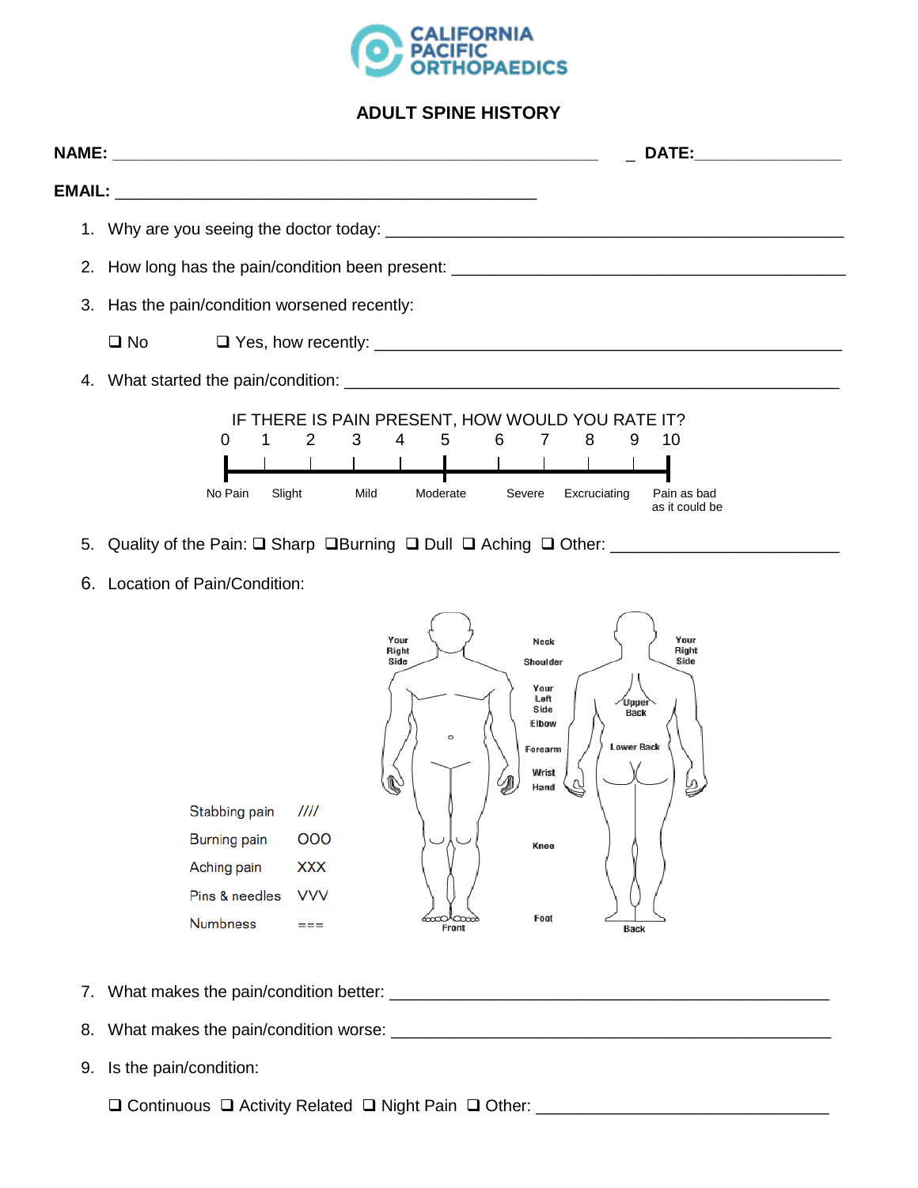CALIFORNIA PACIFIC ORTHOPAEDICS

## ADULT SPINE HISTORY

**NAME:** _______________________________________________________ _ **DATE:**________________

**EMAIL:** ________________________________________________

1. Why are you seeing the doctor today: ____________________________________________________
2. How long has the pain/condition been present: ____________________________________________
3. Has the pain/condition worsened recently:

   ❑ No ❑ Yes, how recently: ______________________________________________________

4. What started the pain/condition: ________________________________________________________

IF THERE IS PAIN PRESENT, HOW WOULD YOU RATE IT?

| 0 | 1 | 2 | 3 | 4 | 5 | 6 | 7 | 8 | 9 | 10 |
|---|---|---|---|---|---|---|---|---|---|---|
| No Pain | Slight | | Mild | | Moderate | Severe | | Excruciating | | Pain as bad as it could be |

5. Quality of the Pain: ❑ Sharp ❑Burning ❑ Dull ❑ Aching ❑ Other: ________________________
6. Location of Pain/Condition:

| Stabbing pain | //// |
|---|---|
| Burning pain | OOO |
| Aching pain | XXX |
| Pins & needles | VVV |
| Numbness | === |

Your Right Side — Neck — Shoulder — Your Left Side — Elbow — Forearm — Wrist — Hand — Knee — Foot — Front — Your Right Side — Upper Back — Lower Back — Back

7. What makes the pain/condition better: _________________________________________________
8. What makes the pain/condition worse: _________________________________________________
9. Is the pain/condition:

   ❑ Continuous ❑ Activity Related ❑ Night Pain ❑ Other: _________________________________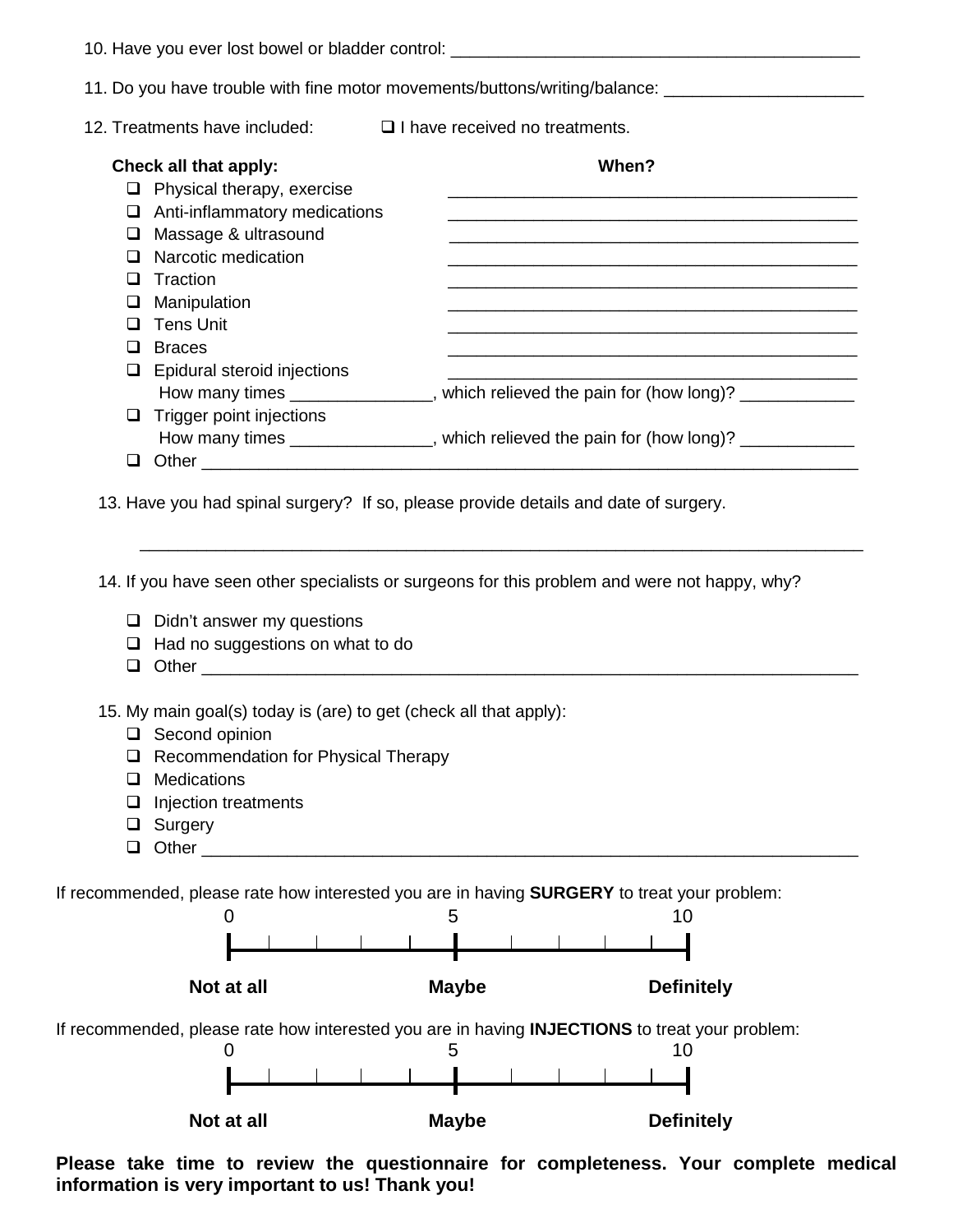10. Have you ever lost bowel or bladder control: ____________________________________________

11. Do you have trouble with fine motor movements/buttons/writing/balance: _____________________

12. Treatments have included: ❑ I have received no treatments.

| **Check all that apply:** | **When?** |
| --- | --- |
| ❑ Physical therapy, exercise | _____________________________________________ |
| ❑ Anti-inflammatory medications | _____________________________________________ |
| ❑ Massage & ultrasound | _____________________________________________ |
| ❑ Narcotic medication | _____________________________________________ |
| ❑ Traction | _____________________________________________ |
| ❑ Manipulation | _____________________________________________ |
| ❑ Tens Unit | _____________________________________________ |
| ❑ Braces | _____________________________________________ |
| ❑ Epidural steroid injections | _____________________________________________ |

How many times _______________, which relieved the pain for (how long)? ____________

❑ Trigger point injections

How many times _______________, which relieved the pain for (how long)? ____________

❑ Other _________________________________________________________________________

13. Have you had spinal surgery? If so, please provide details and date of surgery.

________________________________________________________________________________

14. If you have seen other specialists or surgeons for this problem and were not happy, why?

- ❑ Didn't answer my questions
- ❑ Had no suggestions on what to do
- ❑ Other _________________________________________________________________________

15. My main goal(s) today is (are) to get (check all that apply):

- ❑ Second opinion
- ❑ Recommendation for Physical Therapy
- ❑ Medications
- ❑ Injection treatments
- ❑ Surgery
- ❑ Other _________________________________________________________________________

If recommended, please rate how interested you are in having **SURGERY** to treat your problem:

0 ———————— 5 ———————— 10

**Not at all** **Maybe** **Definitely**

If recommended, please rate how interested you are in having **INJECTIONS** to treat your problem:

0 ———————— 5 ———————— 10

**Not at all** **Maybe** **Definitely**

**Please take time to review the questionnaire for completeness. Your complete medical information is very important to us! Thank you!**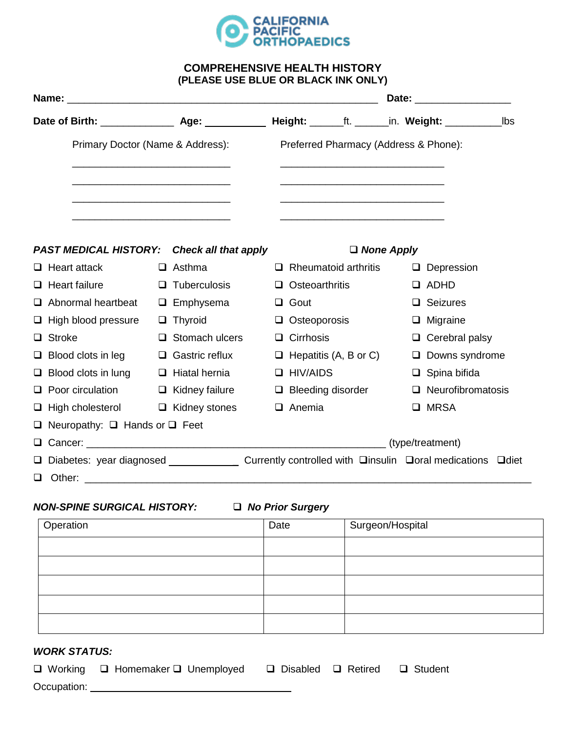**CALIFORNIA PACIFIC ORTHOPAEDICS**

## COMPREHENSIVE HEALTH HISTORY
**(PLEASE USE BLUE OR BLACK INK ONLY)**

**Name:** ________________________________________________ **Date:** _______________

**Date of Birth:** _____________ **Age:** ___________ **Height:** ______ft. ______in. **Weight:** __________lbs

Primary Doctor (Name & Address):
____________________________
____________________________
____________________________
____________________________

Preferred Pharmacy (Address & Phone):
____________________________
____________________________
____________________________
____________________________

***PAST MEDICAL HISTORY:*** ***Check all that apply*** ❑ ***None Apply***

| | | | |
|---|---|---|---|
| ❑ Heart attack | ❑ Asthma | ❑ Rheumatoid arthritis | ❑ Depression |
| ❑ Heart failure | ❑ Tuberculosis | ❑ Osteoarthritis | ❑ ADHD |
| ❑ Abnormal heartbeat | ❑ Emphysema | ❑ Gout | ❑ Seizures |
| ❑ High blood pressure | ❑ Thyroid | ❑ Osteoporosis | ❑ Migraine |
| ❑ Stroke | ❑ Stomach ulcers | ❑ Cirrhosis | ❑ Cerebral palsy |
| ❑ Blood clots in leg | ❑ Gastric reflux | ❑ Hepatitis (A, B or C) | ❑ Downs syndrome |
| ❑ Blood clots in lung | ❑ Hiatal hernia | ❑ HIV/AIDS | ❑ Spina bifida |
| ❑ Poor circulation | ❑ Kidney failure | ❑ Bleeding disorder | ❑ Neurofibromatosis |
| ❑ High cholesterol | ❑ Kidney stones | ❑ Anemia | ❑ MRSA |

❑ Neuropathy: ❑ Hands or ❑ Feet

❑ Cancer: ____________________________________________ (type/treatment)

❑ Diabetes: year diagnosed ___________ Currently controlled with ❑insulin ❑oral medications ❑diet

❑ Other: ______________________________________________________________

***NON-SPINE SURGICAL HISTORY:*** ❑ ***No Prior Surgery***

| Operation | Date | Surgeon/Hospital |
|---|---|---|
| | | |
| | | |
| | | |
| | | |
| | | |

***WORK STATUS:***

❑ Working ❑ Homemaker ❑ Unemployed ❑ Disabled ❑ Retired ❑ Student

Occupation: ______________________________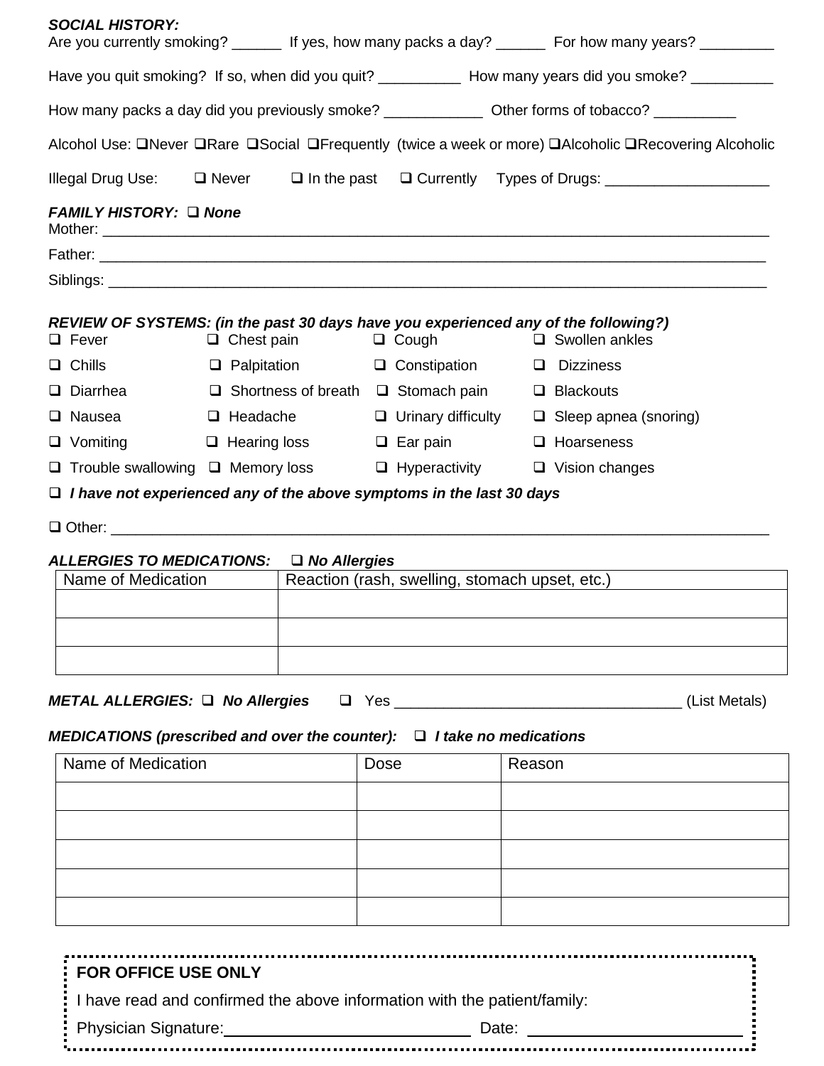***SOCIAL HISTORY:***

Are you currently smoking? ______ If yes, how many packs a day? ______ For how many years? _________

Have you quit smoking? If so, when did you quit? __________ How many years did you smoke? __________

How many packs a day did you previously smoke? ____________ Other forms of tobacco? __________

Alcohol Use: ❑Never ❑Rare ❑Social ❑Frequently (twice a week or more) ❑Alcoholic ❑Recovering Alcoholic

Illegal Drug Use: ❑ Never ❑ In the past ❑ Currently Types of Drugs: ____________________

***FAMILY HISTORY: ❑ None***

Mother: ________________________________________________________________________________

Father: ________________________________________________________________________________

Siblings: ________________________________________________________________________________

***REVIEW OF SYSTEMS: (in the past 30 days have you experienced any of the following?)***

| | | | |
|---|---|---|---|
| ❑ Fever | ❑ Chest pain | ❑ Cough | ❑ Swollen ankles |
| ❑ Chills | ❑ Palpitation | ❑ Constipation | ❑ Dizziness |
| ❑ Diarrhea | ❑ Shortness of breath | ❑ Stomach pain | ❑ Blackouts |
| ❑ Nausea | ❑ Headache | ❑ Urinary difficulty | ❑ Sleep apnea (snoring) |
| ❑ Vomiting | ❑ Hearing loss | ❑ Ear pain | ❑ Hoarseness |
| ❑ Trouble swallowing | ❑ Memory loss | ❑ Hyperactivity | ❑ Vision changes |

❑ ***I have not experienced any of the above symptoms in the last 30 days***

❑ Other: ________________________________________________________________________________

***ALLERGIES TO MEDICATIONS:*** ❑ ***No Allergies***

| Name of Medication | Reaction (rash, swelling, stomach upset, etc.) |
|---|---|
| | |
| | |
| | |

***METAL ALLERGIES:*** ❑ ***No Allergies*** ❑ Yes ___________________________________ (List Metals)

***MEDICATIONS (prescribed and over the counter):*** ❑ ***I take no medications***

| Name of Medication | Dose | Reason |
|---|---|---|
| | | |
| | | |
| | | |
| | | |
| | | |

**FOR OFFICE USE ONLY**

I have read and confirmed the above information with the patient/family:

Physician Signature:____________________________ Date: ________________________